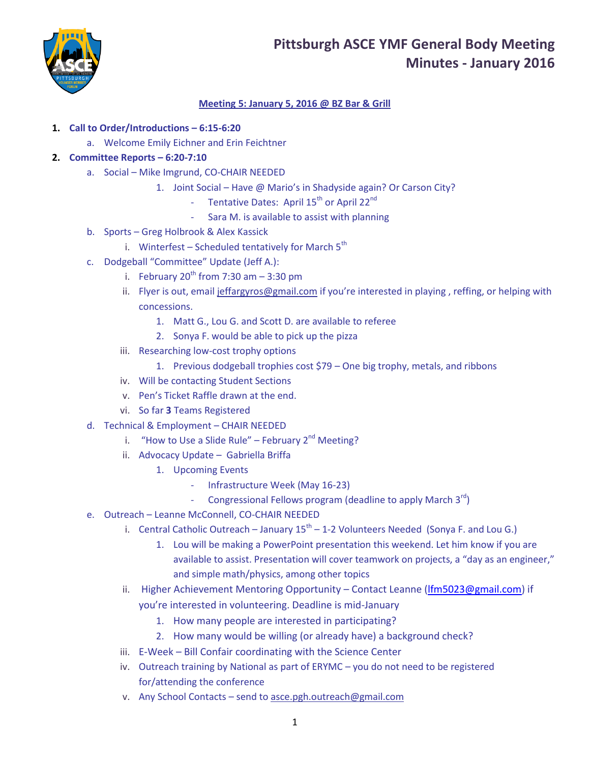# Pittsburgh ASCE YMF General Body Meeting
# Minutes - January 2016

**Meeting 5: January 5, 2016 @ BZ Bar & Grill**

1. **Call to Order/Introductions – 6:15-6:20**
   a. Welcome Emily Eichner and Erin Feichtner
2. **Committee Reports – 6:20-7:10**
   a. Social – Mike Imgrund, CO-CHAIR NEEDED
      1. Joint Social – Have @ Mario's in Shadyside again? Or Carson City?
         - Tentative Dates: April 15th or April 22nd
         - Sara M. is available to assist with planning
   b. Sports – Greg Holbrook & Alex Kassick
      i. Winterfest – Scheduled tentatively for March 5th
   c. Dodgeball "Committee" Update (Jeff A.):
      i. February 20th from 7:30 am – 3:30 pm
      ii. Flyer is out, email jeffargyros@gmail.com if you're interested in playing , reffing, or helping with concessions.
         1. Matt G., Lou G. and Scott D. are available to referee
         2. Sonya F. would be able to pick up the pizza
      iii. Researching low-cost trophy options
         1. Previous dodgeball trophies cost $79 – One big trophy, metals, and ribbons
      iv. Will be contacting Student Sections
      v. Pen's Ticket Raffle drawn at the end.
      vi. So far **3** Teams Registered
   d. Technical & Employment – CHAIR NEEDED
      i. "How to Use a Slide Rule" – February 2nd Meeting?
      ii. Advocacy Update – Gabriella Briffa
         1. Upcoming Events
            - Infrastructure Week (May 16-23)
            - Congressional Fellows program (deadline to apply March 3rd)
   e. Outreach – Leanne McConnell, CO-CHAIR NEEDED
      i. Central Catholic Outreach – January 15th – 1-2 Volunteers Needed (Sonya F. and Lou G.)
         1. Lou will be making a PowerPoint presentation this weekend. Let him know if you are available to assist. Presentation will cover teamwork on projects, a "day as an engineer," and simple math/physics, among other topics
      ii. Higher Achievement Mentoring Opportunity – Contact Leanne (lfm5023@gmail.com) if you're interested in volunteering. Deadline is mid-January
         1. How many people are interested in participating?
         2. How many would be willing (or already have) a background check?
      iii. E-Week – Bill Confair coordinating with the Science Center
      iv. Outreach training by National as part of ERYMC – you do not need to be registered for/attending the conference
      v. Any School Contacts – send to asce.pgh.outreach@gmail.com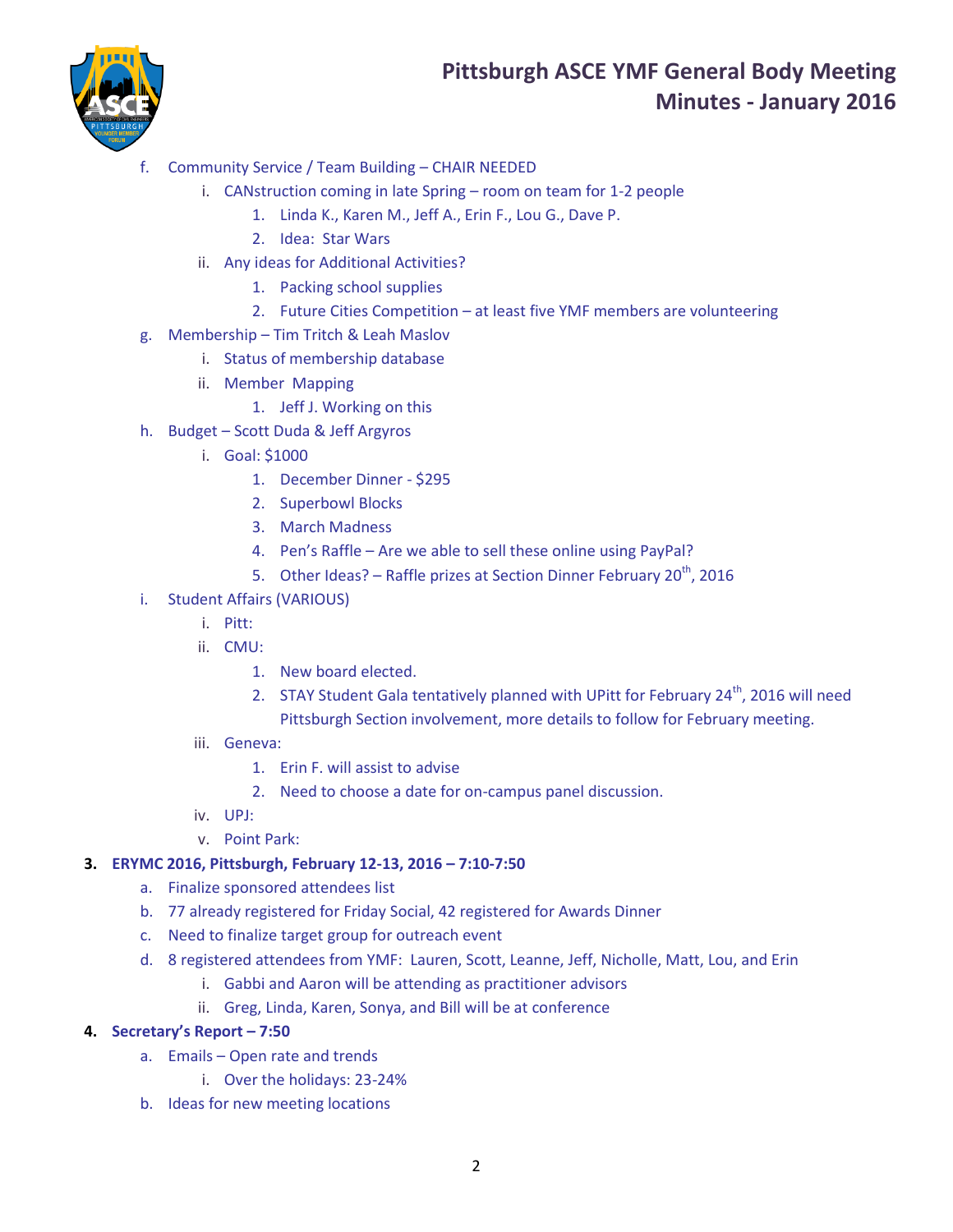f. Community Service / Team Building – CHAIR NEEDED
   i. CANstruction coming in late Spring – room on team for 1-2 people
      1. Linda K., Karen M., Jeff A., Erin F., Lou G., Dave P.
      2. Idea: Star Wars
   ii. Any ideas for Additional Activities?
      1. Packing school supplies
      2. Future Cities Competition – at least five YMF members are volunteering

g. Membership – Tim Tritch & Leah Maslov
   i. Status of membership database
   ii. Member Mapping
      1. Jeff J. Working on this

h. Budget – Scott Duda & Jeff Argyros
   i. Goal: $1000
      1. December Dinner - $295
      2. Superbowl Blocks
      3. March Madness
      4. Pen's Raffle – Are we able to sell these online using PayPal?
      5. Other Ideas? – Raffle prizes at Section Dinner February 20th, 2016

i. Student Affairs (VARIOUS)
   i. Pitt:
   ii. CMU:
      1. New board elected.
      2. STAY Student Gala tentatively planned with UPitt for February 24th, 2016 will need Pittsburgh Section involvement, more details to follow for February meeting.
   iii. Geneva:
      1. Erin F. will assist to advise
      2. Need to choose a date for on-campus panel discussion.
   iv. UPJ:
   v. Point Park:

**3. ERYMC 2016, Pittsburgh, February 12-13, 2016 – 7:10-7:50**

a. Finalize sponsored attendees list

b. 77 already registered for Friday Social, 42 registered for Awards Dinner

c. Need to finalize target group for outreach event

d. 8 registered attendees from YMF: Lauren, Scott, Leanne, Jeff, Nicholle, Matt, Lou, and Erin
   i. Gabbi and Aaron will be attending as practitioner advisors
   ii. Greg, Linda, Karen, Sonya, and Bill will be at conference

**4. Secretary's Report – 7:50**

a. Emails – Open rate and trends
   i. Over the holidays: 23-24%

b. Ideas for new meeting locations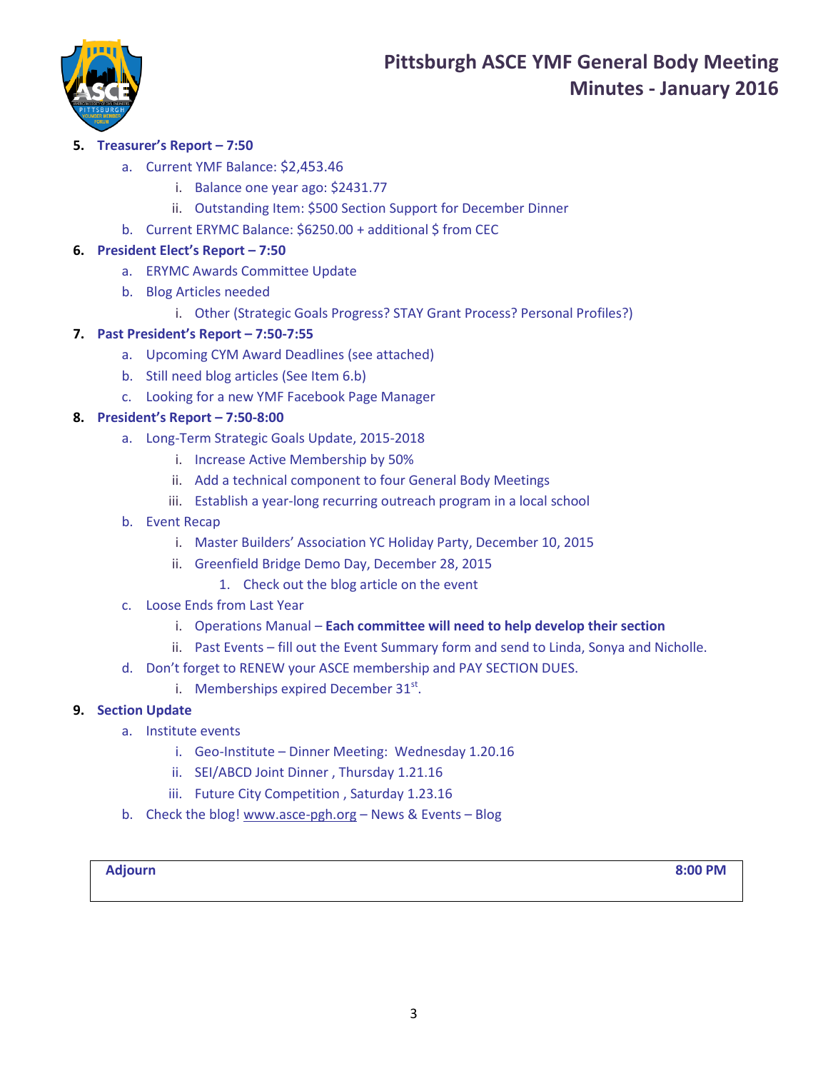# Pittsburgh ASCE YMF General Body Meeting
# Minutes - January 2016

5. **Treasurer's Report – 7:50**
   a. Current YMF Balance: $2,453.46
      i. Balance one year ago: $2431.77
      ii. Outstanding Item: $500 Section Support for December Dinner
   b. Current ERYMC Balance: $6250.00 + additional $ from CEC
6. **President Elect's Report – 7:50**
   a. ERYMC Awards Committee Update
   b. Blog Articles needed
      i. Other (Strategic Goals Progress? STAY Grant Process? Personal Profiles?)
7. **Past President's Report – 7:50-7:55**
   a. Upcoming CYM Award Deadlines (see attached)
   b. Still need blog articles (See Item 6.b)
   c. Looking for a new YMF Facebook Page Manager
8. **President's Report – 7:50-8:00**
   a. Long-Term Strategic Goals Update, 2015-2018
      i. Increase Active Membership by 50%
      ii. Add a technical component to four General Body Meetings
      iii. Establish a year-long recurring outreach program in a local school
   b. Event Recap
      i. Master Builders' Association YC Holiday Party, December 10, 2015
      ii. Greenfield Bridge Demo Day, December 28, 2015
         1. Check out the blog article on the event
   c. Loose Ends from Last Year
      i. Operations Manual – **Each committee will need to help develop their section**
      ii. Past Events – fill out the Event Summary form and send to Linda, Sonya and Nicholle.
   d. Don't forget to RENEW your ASCE membership and PAY SECTION DUES.
      i. Memberships expired December 31st.
9. **Section Update**
   a. Institute events
      i. Geo-Institute – Dinner Meeting: Wednesday 1.20.16
      ii. SEI/ABCD Joint Dinner , Thursday 1.21.16
      iii. Future City Competition , Saturday 1.23.16
   b. Check the blog! www.asce-pgh.org – News & Events – Blog

| | |
|---|---|
| **Adjourn** | **8:00 PM** |